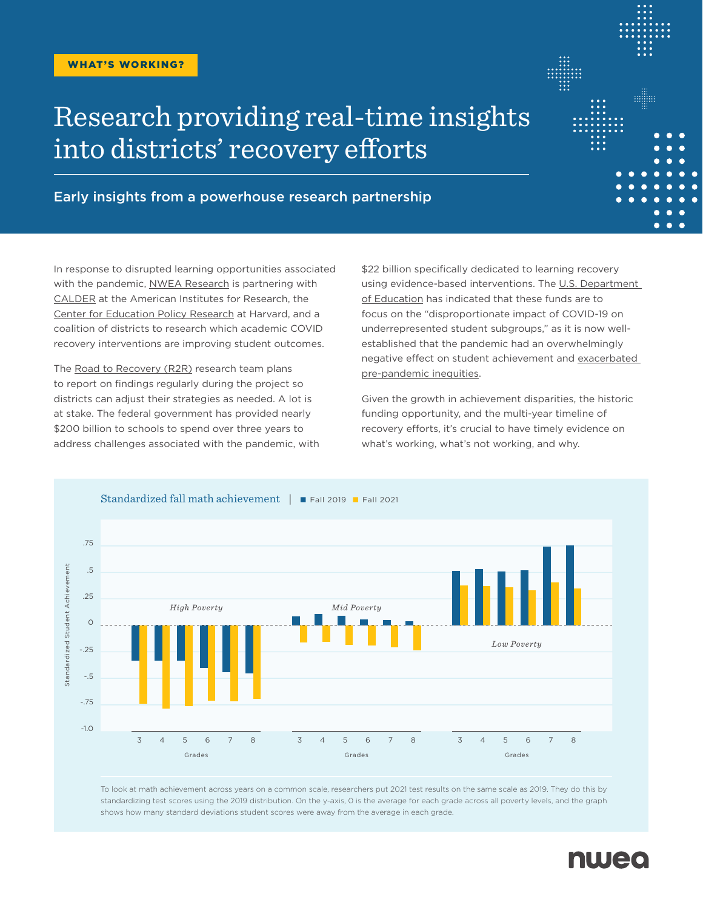WHAT'S WORKING?

# Research providing real-time insights into districts' recovery efforts

## Early insights from a powerhouse research partnership

In response to disrupted learning opportunities associated with the pandemic, NWEA Research is partnering with CALDER at the American Institutes for Research, the Center for Education Policy Research at Harvard, and a coalition of districts to research which academic COVID recovery interventions are improving student outcomes.

The Road to Recovery (R2R) research team plans to report on findings regularly during the project so districts can adjust their strategies as needed. A lot is at stake. The federal government has provided nearly $200 billion to schools to spend over three years to address challenges associated with the pandemic, with $22 billion specifically dedicated to learning recovery using evidence-based interventions. The U.S. Department of Education has indicated that these funds are to focus on the "disproportionate impact of COVID-19 on underrepresented student subgroups," as it is now well-established that the pandemic had an overwhelmingly negative effect on student achievement and exacerbated pre-pandemic inequities.

Given the growth in achievement disparities, the historic funding opportunity, and the multi-year timeline of recovery efforts, it's crucial to have timely evidence on what's working, what's not working, and why.

Standardized fall math achievement | Fall 2019 | Fall 2021

To look at math achievement across years on a common scale, researchers put 2021 test results on the same scale as 2019. They do this by standardizing test scores using the 2019 distribution. On the y-axis, 0 is the average for each grade across all poverty levels, and the graph shows how many standard deviations student scores were away from the average in each grade.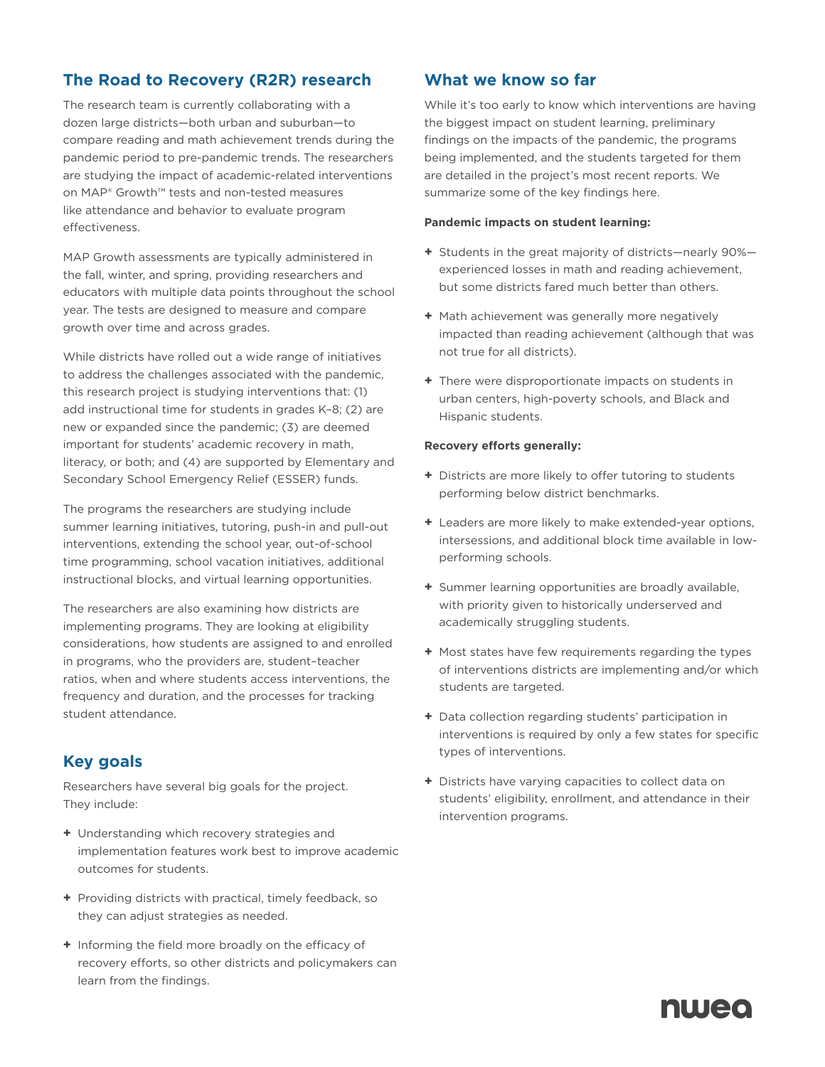## The Road to Recovery (R2R) research

The research team is currently collaborating with a dozen large districts—both urban and suburban—to compare reading and math achievement trends during the pandemic period to pre-pandemic trends. The researchers are studying the impact of academic-related interventions on MAP® Growth™ tests and non-tested measures like attendance and behavior to evaluate program effectiveness.

MAP Growth assessments are typically administered in the fall, winter, and spring, providing researchers and educators with multiple data points throughout the school year. The tests are designed to measure and compare growth over time and across grades.

While districts have rolled out a wide range of initiatives to address the challenges associated with the pandemic, this research project is studying interventions that: (1) add instructional time for students in grades K–8; (2) are new or expanded since the pandemic; (3) are deemed important for students' academic recovery in math, literacy, or both; and (4) are supported by Elementary and Secondary School Emergency Relief (ESSER) funds.

The programs the researchers are studying include summer learning initiatives, tutoring, push-in and pull-out interventions, extending the school year, out-of-school time programming, school vacation initiatives, additional instructional blocks, and virtual learning opportunities.

The researchers are also examining how districts are implementing programs. They are looking at eligibility considerations, how students are assigned to and enrolled in programs, who the providers are, student–teacher ratios, when and where students access interventions, the frequency and duration, and the processes for tracking student attendance.

## Key goals

Researchers have several big goals for the project. They include:

- Understanding which recovery strategies and implementation features work best to improve academic outcomes for students.
- Providing districts with practical, timely feedback, so they can adjust strategies as needed.
- Informing the field more broadly on the efficacy of recovery efforts, so other districts and policymakers can learn from the findings.

## What we know so far

While it's too early to know which interventions are having the biggest impact on student learning, preliminary findings on the impacts of the pandemic, the programs being implemented, and the students targeted for them are detailed in the project's most recent reports. We summarize some of the key findings here.

**Pandemic impacts on student learning:**

- Students in the great majority of districts—nearly 90%—experienced losses in math and reading achievement, but some districts fared much better than others.
- Math achievement was generally more negatively impacted than reading achievement (although that was not true for all districts).
- There were disproportionate impacts on students in urban centers, high-poverty schools, and Black and Hispanic students.

**Recovery efforts generally:**

- Districts are more likely to offer tutoring to students performing below district benchmarks.
- Leaders are more likely to make extended-year options, intersessions, and additional block time available in low-performing schools.
- Summer learning opportunities are broadly available, with priority given to historically underserved and academically struggling students.
- Most states have few requirements regarding the types of interventions districts are implementing and/or which students are targeted.
- Data collection regarding students' participation in interventions is required by only a few states for specific types of interventions.
- Districts have varying capacities to collect data on students' eligibility, enrollment, and attendance in their intervention programs.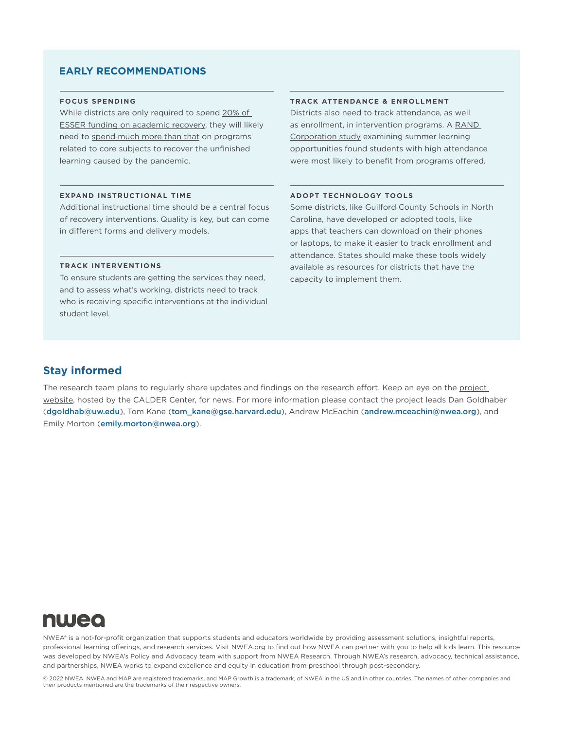## EARLY RECOMMENDATIONS

#### FOCUS SPENDING

While districts are only required to spend 20% of ESSER funding on academic recovery, they will likely need to spend much more than that on programs related to core subjects to recover the unfinished learning caused by the pandemic.

#### EXPAND INSTRUCTIONAL TIME

Additional instructional time should be a central focus of recovery interventions. Quality is key, but can come in different forms and delivery models.

#### TRACK INTERVENTIONS

To ensure students are getting the services they need, and to assess what's working, districts need to track who is receiving specific interventions at the individual student level.

#### TRACK ATTENDANCE & ENROLLMENT

Districts also need to track attendance, as well as enrollment, in intervention programs. A RAND Corporation study examining summer learning opportunities found students with high attendance were most likely to benefit from programs offered.

#### ADOPT TECHNOLOGY TOOLS

Some districts, like Guilford County Schools in North Carolina, have developed or adopted tools, like apps that teachers can download on their phones or laptops, to make it easier to track enrollment and attendance. States should make these tools widely available as resources for districts that have the capacity to implement them.

## Stay informed

The research team plans to regularly share updates and findings on the research effort. Keep an eye on the project website, hosted by the CALDER Center, for news. For more information please contact the project leads Dan Goldhaber (**dgoldhab@uw.edu**), Tom Kane (**tom_kane@gse.harvard.edu**), Andrew McEachin (**andrew.mceachin@nwea.org**), and Emily Morton (**emily.morton@nwea.org**).

nwea

NWEA® is a not-for-profit organization that supports students and educators worldwide by providing assessment solutions, insightful reports, professional learning offerings, and research services. Visit NWEA.org to find out how NWEA can partner with you to help all kids learn. This resource was developed by NWEA's Policy and Advocacy team with support from NWEA Research. Through NWEA's research, advocacy, technical assistance, and partnerships, NWEA works to expand excellence and equity in education from preschool through post-secondary.

© 2022 NWEA. NWEA and MAP are registered trademarks, and MAP Growth is a trademark, of NWEA in the US and in other countries. The names of other companies and their products mentioned are the trademarks of their respective owners.